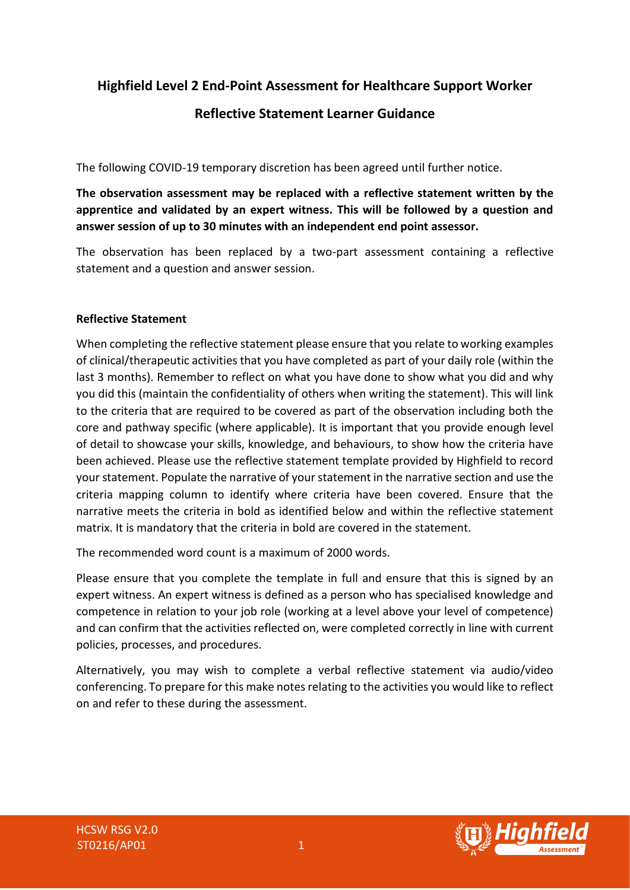# Highfield Level 2 End-Point Assessment for Healthcare Support Worker

## Reflective Statement Learner Guidance

The following COVID-19 temporary discretion has been agreed until further notice.

**The observation assessment may be replaced with a reflective statement written by the apprentice and validated by an expert witness. This will be followed by a question and answer session of up to 30 minutes with an independent end point assessor.**

The observation has been replaced by a two-part assessment containing a reflective statement and a question and answer session.

### Reflective Statement

When completing the reflective statement please ensure that you relate to working examples of clinical/therapeutic activities that you have completed as part of your daily role (within the last 3 months). Remember to reflect on what you have done to show what you did and why you did this (maintain the confidentiality of others when writing the statement). This will link to the criteria that are required to be covered as part of the observation including both the core and pathway specific (where applicable). It is important that you provide enough level of detail to showcase your skills, knowledge, and behaviours, to show how the criteria have been achieved. Please use the reflective statement template provided by Highfield to record your statement. Populate the narrative of your statement in the narrative section and use the criteria mapping column to identify where criteria have been covered. Ensure that the narrative meets the criteria in bold as identified below and within the reflective statement matrix. It is mandatory that the criteria in bold are covered in the statement.

The recommended word count is a maximum of 2000 words.

Please ensure that you complete the template in full and ensure that this is signed by an expert witness. An expert witness is defined as a person who has specialised knowledge and competence in relation to your job role (working at a level above your level of competence) and can confirm that the activities reflected on, were completed correctly in line with current policies, processes, and procedures.

Alternatively, you may wish to complete a verbal reflective statement via audio/video conferencing. To prepare for this make notes relating to the activities you would like to reflect on and refer to these during the assessment.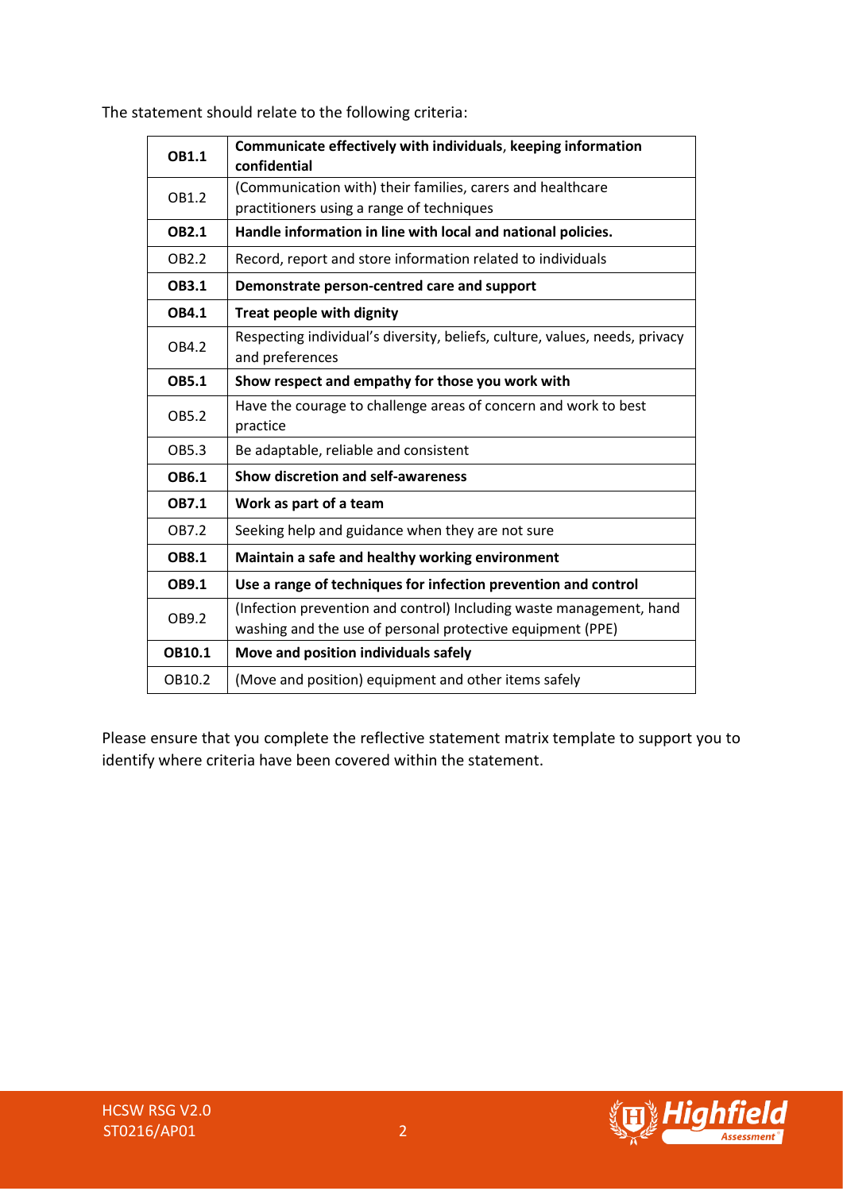The statement should relate to the following criteria:

| | |
|---|---|
| **OB1.1** | **Communicate effectively with individuals**, **keeping information confidential** |
| OB1.2 | (Communication with) their families, carers and healthcare practitioners using a range of techniques |
| **OB2.1** | **Handle information in line with local and national policies.** |
| OB2.2 | Record, report and store information related to individuals |
| **OB3.1** | **Demonstrate person-centred care and support** |
| **OB4.1** | **Treat people with dignity** |
| OB4.2 | Respecting individual's diversity, beliefs, culture, values, needs, privacy and preferences |
| **OB5.1** | **Show respect and empathy for those you work with** |
| OB5.2 | Have the courage to challenge areas of concern and work to best practice |
| OB5.3 | Be adaptable, reliable and consistent |
| **OB6.1** | **Show discretion and self-awareness** |
| **OB7.1** | **Work as part of a team** |
| OB7.2 | Seeking help and guidance when they are not sure |
| **OB8.1** | **Maintain a safe and healthy working environment** |
| **OB9.1** | **Use a range of techniques for infection prevention and control** |
| OB9.2 | (Infection prevention and control) Including waste management, hand washing and the use of personal protective equipment (PPE) |
| **OB10.1** | **Move and position individuals safely** |
| OB10.2 | (Move and position) equipment and other items safely |

Please ensure that you complete the reflective statement matrix template to support you to identify where criteria have been covered within the statement.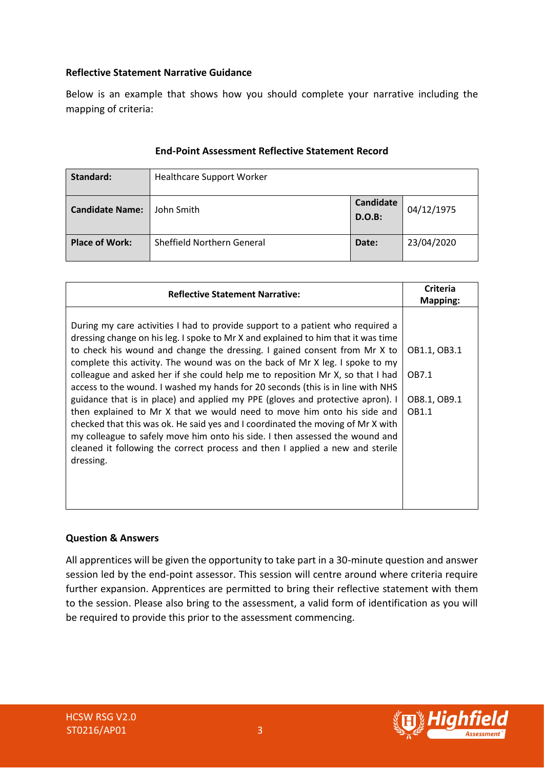**Reflective Statement Narrative Guidance**

Below is an example that shows how you should complete your narrative including the mapping of criteria:

**End-Point Assessment Reflective Statement Record**

| | | | |
|---|---|---|---|
| **Standard:** | Healthcare Support Worker | | |
| **Candidate Name:** | John Smith | **Candidate D.O.B:** | 04/12/1975 |
| **Place of Work:** | Sheffield Northern General | **Date:** | 23/04/2020 |

| Reflective Statement Narrative: | Criteria Mapping: |
|---|---|
| During my care activities I had to provide support to a patient who required a dressing change on his leg. I spoke to Mr X and explained to him that it was time to check his wound and change the dressing. I gained consent from Mr X to complete this activity. The wound was on the back of Mr X leg. I spoke to my colleague and asked her if she could help me to reposition Mr X, so that I had access to the wound. I washed my hands for 20 seconds (this is in line with NHS guidance that is in place) and applied my PPE (gloves and protective apron). I then explained to Mr X that we would need to move him onto his side and checked that this was ok. He said yes and I coordinated the moving of Mr X with my colleague to safely move him onto his side. I then assessed the wound and cleaned it following the correct process and then I applied a new and sterile dressing. | OB1.1, OB3.1<br><br>OB7.1<br><br>OB8.1, OB9.1<br>OB1.1 |

**Question & Answers**

All apprentices will be given the opportunity to take part in a 30-minute question and answer session led by the end-point assessor. This session will centre around where criteria require further expansion. Apprentices are permitted to bring their reflective statement with them to the session. Please also bring to the assessment, a valid form of identification as you will be required to provide this prior to the assessment commencing.